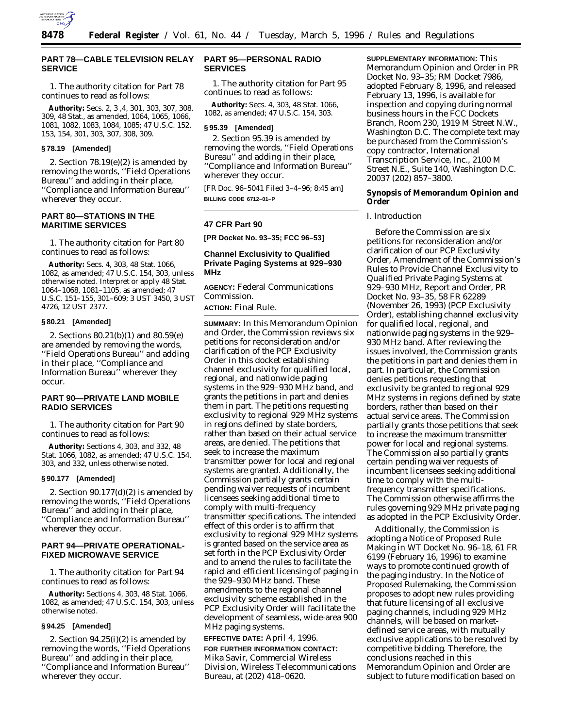## PART 78—CABLE TELEVISION RELAY SERVICE

1. The authority citation for Part 78 continues to read as follows:

**Authority:** Secs. 2, 3 ,4, 301, 303, 307, 308, 309, 48 Stat., as amended, 1064, 1065, 1066, 1081, 1082, 1083, 1084, 1085; 47 U.S.C. 152, 153, 154, 301, 303, 307, 308, 309.

### § 78.19 [Amended]

2. Section 78.19(e)(2) is amended by removing the words, ''Field Operations Bureau'' and adding in their place, ''Compliance and Information Bureau'' wherever they occur.

## PART 80—STATIONS IN THE MARITIME SERVICES

1. The authority citation for Part 80 continues to read as follows:

**Authority:** Secs. 4, 303, 48 Stat. 1066, 1082, as amended; 47 U.S.C. 154, 303, unless otherwise noted. Interpret or apply 48 Stat. 1064–1068, 1081–1105, as amended; 47 U.S.C. 151–155, 301–609; 3 UST 3450, 3 UST 4726, 12 UST 2377.

### § 80.21 [Amended]

2. Sections 80.21(b)(1) and 80.59(e) are amended by removing the words, ''Field Operations Bureau'' and adding in their place, ''Compliance and Information Bureau'' wherever they occur.

## PART 90—PRIVATE LAND MOBILE RADIO SERVICES

1. The authority citation for Part 90 continues to read as follows:

**Authority:** Sections 4, 303, and 332, 48 Stat. 1066, 1082, as amended; 47 U.S.C. 154, 303, and 332, unless otherwise noted.

### § 90.177 [Amended]

2. Section 90.177(d)(2) is amended by removing the words, ''Field Operations Bureau'' and adding in their place, ''Compliance and Information Bureau'' wherever they occur.

## PART 94—PRIVATE OPERATIONAL-FIXED MICROWAVE SERVICE

1. The authority citation for Part 94 continues to read as follows:

**Authority:** Sections 4, 303, 48 Stat. 1066, 1082, as amended; 47 U.S.C. 154, 303, unless otherwise noted.

### § 94.25 [Amended]

2. Section 94.25(i)(2) is amended by removing the words, ''Field Operations Bureau'' and adding in their place, ''Compliance and Information Bureau'' wherever they occur.

## PART 95—PERSONAL RADIO SERVICES

1. The authority citation for Part 95 continues to read as follows:

**Authority:** Secs. 4, 303, 48 Stat. 1066, 1082, as amended; 47 U.S.C. 154, 303.

### § 95.39 [Amended]

2. Section 95.39 is amended by removing the words, ''Field Operations Bureau'' and adding in their place, ''Compliance and Information Bureau'' wherever they occur.

[FR Doc. 96–5041 Filed 3–4–96; 8:45 am]

BILLING CODE 6712–01–P

---

## 47 CFR Part 90

**[PR Docket No. 93–35; FCC 96–53]**

## Channel Exclusivity to Qualified Private Paging Systems at 929–930 MHz

**AGENCY:** Federal Communications Commission.

**ACTION:** Final Rule.

**SUMMARY:** In this Memorandum Opinion and Order, the Commission reviews six petitions for reconsideration and/or clarification of the PCP Exclusivity Order in this docket establishing channel exclusivity for qualified local, regional, and nationwide paging systems in the 929–930 MHz band, and grants the petitions in part and denies them in part. The petitions requesting exclusivity to regional 929 MHz systems in regions defined by state borders, rather than based on their actual service areas, are denied. The petitions that seek to increase the maximum transmitter power for local and regional systems are granted. Additionally, the Commission partially grants certain pending waiver requests of incumbent licensees seeking additional time to comply with multi-frequency transmitter specifications. The intended effect of this order is to affirm that exclusivity to regional 929 MHz systems is granted based on the service area as set forth in the PCP Exclusivity Order and to amend the rules to facilitate the rapid and efficient licensing of paging in the 929–930 MHz band. These amendments to the regional channel exclusivity scheme established in the PCP Exclusivity Order will facilitate the development of seamless, wide-area 900 MHz paging systems.

**EFFECTIVE DATE:** April 4, 1996.

**FOR FURTHER INFORMATION CONTACT:** Mika Savir, Commercial Wireless Division, Wireless Telecommunications Bureau, at (202) 418–0620.

**SUPPLEMENTARY INFORMATION:** This *Memorandum Opinion and Order* in PR Docket No. 93–35; RM Docket 7986, adopted February 8, 1996, and released February 13, 1996, is available for inspection and copying during normal business hours in the FCC Dockets Branch, Room 230, 1919 M Street N.W., Washington D.C. The complete text may be purchased from the Commission's copy contractor, International Transcription Service, Inc., 2100 M Street N.E., Suite 140, Washington D.C. 20037 (202) 857–3800.

### Synopsis of Memorandum Opinion and Order

I. Introduction

Before the Commission are six petitions for reconsideration and/or clarification of our PCP Exclusivity Order, Amendment of the Commission's Rules to Provide Channel Exclusivity to Qualified Private Paging Systems at 929–930 MHz, Report and Order, PR Docket No. 93–35, 58 FR 62289 (November 26, 1993) (PCP Exclusivity Order), establishing channel exclusivity for qualified local, regional, and nationwide paging systems in the 929–930 MHz band. After reviewing the issues involved, the Commission grants the petitions in part and denies them in part. In particular, the Commission denies petitions requesting that exclusivity be granted to regional 929 MHz systems in regions defined by state borders, rather than based on their actual service areas. The Commission partially grants those petitions that seek to increase the maximum transmitter power for local and regional systems. The Commission also partially grants certain pending waiver requests of incumbent licensees seeking additional time to comply with the multi-frequency transmitter specifications. The Commission otherwise affirms the rules governing 929 MHz private paging as adopted in the PCP Exclusivity Order.

Additionally, the Commission is adopting a Notice of Proposed Rule Making in WT Docket No. 96–18, 61 FR 6199 (February 16, 1996) to examine ways to promote continued growth of the paging industry. In the Notice of Proposed Rulemaking, the Commission proposes to adopt new rules providing that future licensing of all exclusive paging channels, including 929 MHz channels, will be based on market-defined service areas, with mutually exclusive applications to be resolved by competitive bidding. Therefore, the conclusions reached in this *Memorandum Opinion and Order* are subject to future modification based on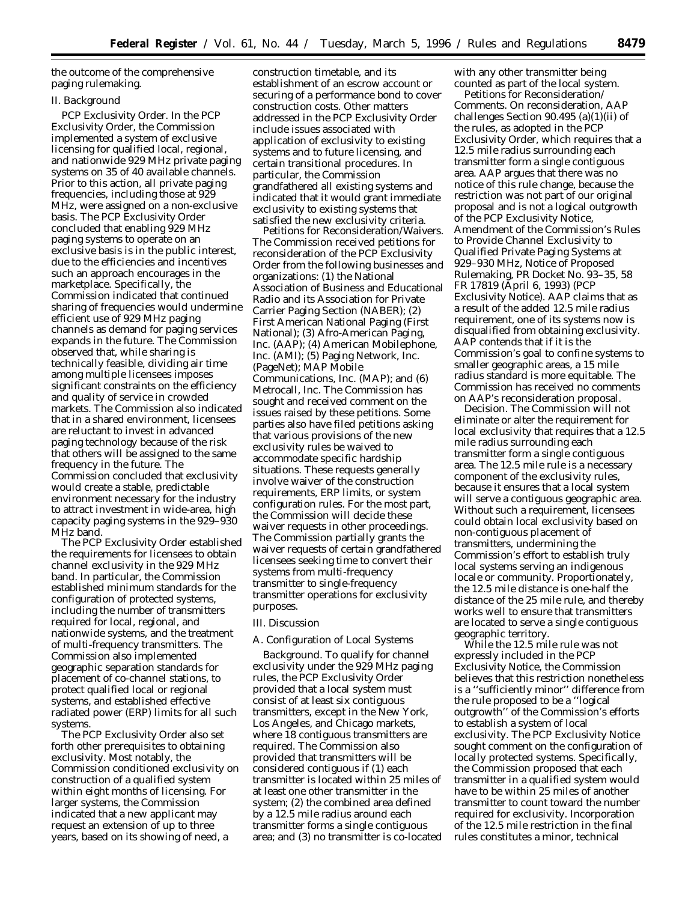the outcome of the comprehensive paging rulemaking.

## II. Background

*PCP Exclusivity Order.* In the *PCP Exclusivity Order*, the Commission implemented a system of exclusive licensing for qualified local, regional, and nationwide 929 MHz private paging systems on 35 of 40 available channels. Prior to this action, all private paging frequencies, including those at 929 MHz, were assigned on a non-exclusive basis. The *PCP Exclusivity Order* concluded that enabling 929 MHz paging systems to operate on an exclusive basis is in the public interest, due to the efficiencies and incentives such an approach encourages in the marketplace. Specifically, the Commission indicated that continued sharing of frequencies would undermine efficient use of 929 MHz paging channels as demand for paging services expands in the future. The Commission observed that, while sharing is technically feasible, dividing air time among multiple licensees imposes significant constraints on the efficiency and quality of service in crowded markets. The Commission also indicated that in a shared environment, licensees are reluctant to invest in advanced paging technology because of the risk that others will be assigned to the same frequency in the future. The Commission concluded that exclusivity would create a stable, predictable environment necessary for the industry to attract investment in wide-area, high capacity paging systems in the 929–930 MHz band.

The *PCP Exclusivity Order* established the requirements for licensees to obtain channel exclusivity in the 929 MHz band. In particular, the Commission established minimum standards for the configuration of protected systems, including the number of transmitters required for local, regional, and nationwide systems, and the treatment of multi-frequency transmitters. The Commission also implemented geographic separation standards for placement of co-channel stations, to protect qualified local or regional systems, and established effective radiated power (ERP) limits for all such systems.

The *PCP Exclusivity Order* also set forth other prerequisites to obtaining exclusivity. Most notably, the Commission conditioned exclusivity on construction of a qualified system within eight months of licensing. For larger systems, the Commission indicated that a new applicant may request an extension of up to three years, based on its showing of need, a construction timetable, and its establishment of an escrow account or securing of a performance bond to cover construction costs. Other matters addressed in the *PCP Exclusivity Order* include issues associated with application of exclusivity to existing systems and to future licensing, and certain transitional procedures. In particular, the Commission grandfathered all existing systems and indicated that it would grant immediate exclusivity to existing systems that satisfied the new exclusivity criteria.

*Petitions for Reconsideration/Waivers.* The Commission received petitions for reconsideration of the *PCP Exclusivity Order* from the following businesses and organizations: (1) the National Association of Business and Educational Radio and its Association for Private Carrier Paging Section (NABER); (2) First American National Paging (First National); (3) Afro-American Paging, Inc. (AAP); (4) American Mobilephone, Inc. (AMI); (5) Paging Network, Inc. (PageNet); MAP Mobile Communications, Inc. (MAP); and (6) Metrocall, Inc. The Commission has sought and received comment on the issues raised by these petitions. Some parties also have filed petitions asking that various provisions of the new exclusivity rules be waived to accommodate specific hardship situations. These requests generally involve waiver of the construction requirements, ERP limits, or system configuration rules. For the most part, the Commission will decide these waiver requests in other proceedings. The Commission partially grants the waiver requests of certain grandfathered licensees seeking time to convert their systems from multi-frequency transmitter to single-frequency transmitter operations for exclusivity purposes.

## III. Discussion

### A. Configuration of Local Systems

*Background.* To qualify for channel exclusivity under the 929 MHz paging rules, the *PCP Exclusivity Order* provided that a local system must consist of at least six contiguous transmitters, except in the New York, Los Angeles, and Chicago markets, where 18 contiguous transmitters are required. The Commission also provided that transmitters will be considered contiguous if (1) each transmitter is located within 25 miles of at least one other transmitter in the system; (2) the combined area defined by a 12.5 mile radius around each transmitter forms a single contiguous area; and (3) no transmitter is co-located with any other transmitter being counted as part of the local system.

*Petitions for Reconsideration/Comments.* On reconsideration, AAP challenges Section 90.495 (a)(1)(ii) of the rules, as adopted in the *PCP Exclusivity Order*, which requires that a 12.5 mile radius surrounding each transmitter form a single contiguous area. AAP argues that there was no notice of this rule change, because the restriction was not part of our original proposal and is not a logical outgrowth of the *PCP Exclusivity Notice*, Amendment of the Commission's Rules to Provide Channel Exclusivity to Qualified Private Paging Systems at 929–930 MHz, Notice of Proposed Rulemaking, PR Docket No. 93–35, 58 FR 17819 (April 6, 1993) (*PCP Exclusivity Notice*). AAP claims that as a result of the added 12.5 mile radius requirement, one of its systems now is disqualified from obtaining exclusivity. AAP contends that if it is the Commission's goal to confine systems to smaller geographic areas, a 15 mile radius standard is more equitable. The Commission has received no comments on AAP's reconsideration proposal.

*Decision.* The Commission will not eliminate or alter the requirement for local exclusivity that requires that a 12.5 mile radius surrounding each transmitter form a single contiguous area. The 12.5 mile rule is a necessary component of the exclusivity rules, because it ensures that a local system will serve a contiguous geographic area. Without such a requirement, licensees could obtain local exclusivity based on non-contiguous placement of transmitters, undermining the Commission's effort to establish truly local systems serving an indigenous locale or community. Proportionately, the 12.5 mile distance is one-half the distance of the 25 mile rule, and thereby works well to ensure that transmitters are located to serve a single contiguous geographic territory.

While the 12.5 mile rule was not expressly included in the *PCP Exclusivity Notice*, the Commission believes that this restriction nonetheless is a ''sufficiently minor'' difference from the rule proposed to be a ''logical outgrowth'' of the Commission's efforts to establish a system of local exclusivity. The *PCP Exclusivity Notice* sought comment on the configuration of locally protected systems. Specifically, the Commission proposed that each transmitter in a qualified system would have to be within 25 miles of another transmitter to count toward the number required for exclusivity. Incorporation of the 12.5 mile restriction in the final rules constitutes a minor, technical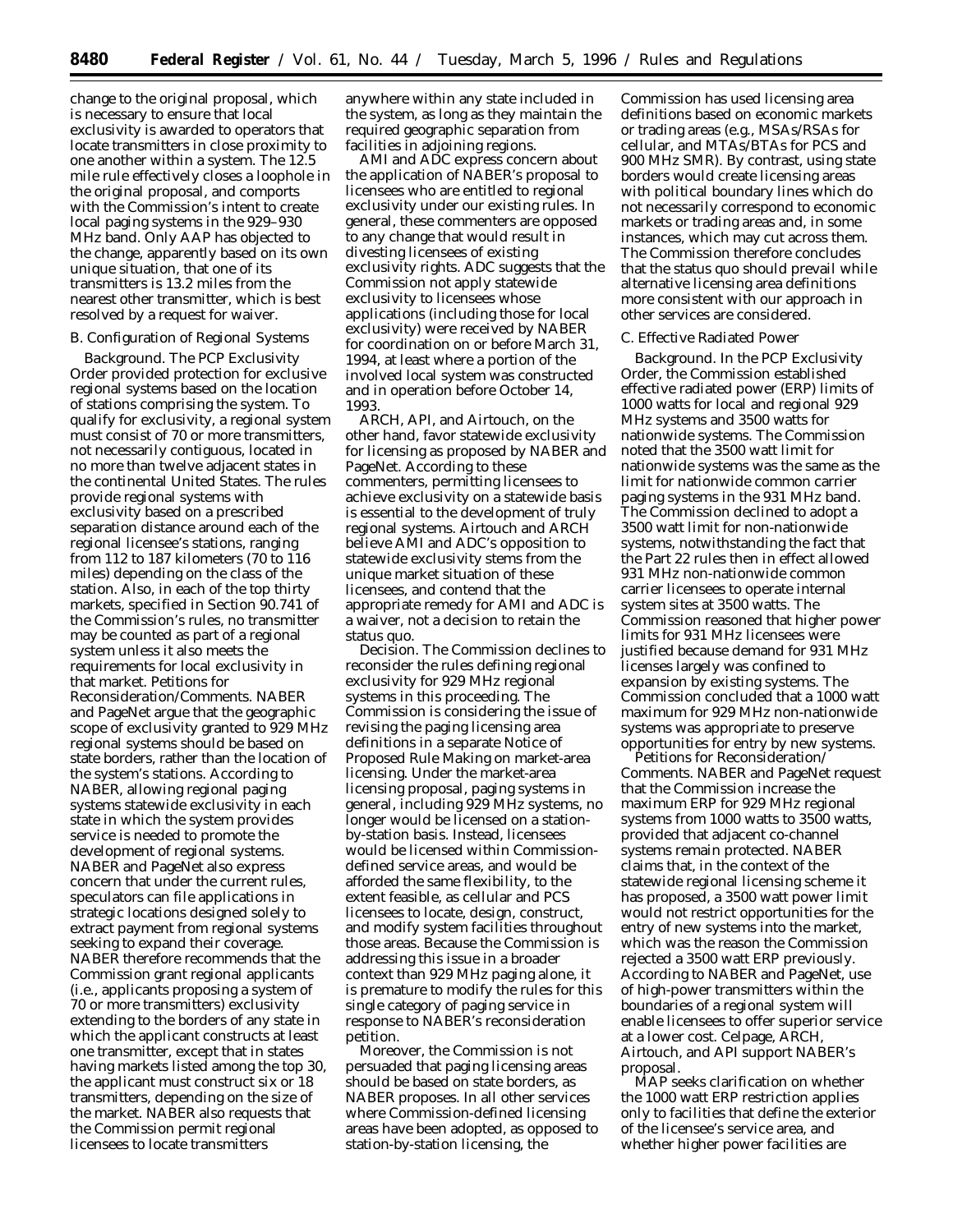change to the original proposal, which is necessary to ensure that local exclusivity is awarded to operators that locate transmitters in close proximity to one another within a system. The 12.5 mile rule effectively closes a loophole in the original proposal, and comports with the Commission's intent to create local paging systems in the 929–930 MHz band. Only AAP has objected to the change, apparently based on its own unique situation, that one of its transmitters is 13.2 miles from the nearest other transmitter, which is best resolved by a request for waiver.

B. Configuration of Regional Systems

*Background.* The PCP Exclusivity Order provided protection for exclusive regional systems based on the location of stations comprising the system. To qualify for exclusivity, a regional system must consist of 70 or more transmitters, not necessarily contiguous, located in no more than twelve adjacent states in the continental United States. The rules provide regional systems with exclusivity based on a prescribed separation distance around each of the regional licensee's stations, ranging from 112 to 187 kilometers (70 to 116 miles) depending on the class of the station. Also, in each of the top thirty markets, specified in Section 90.741 of the Commission's rules, no transmitter may be counted as part of a regional system unless it also meets the requirements for local exclusivity in that market. *Petitions for Reconsideration/Comments.* NABER and PageNet argue that the geographic scope of exclusivity granted to 929 MHz regional systems should be based on state borders, rather than the location of the system's stations. According to NABER, allowing regional paging systems statewide exclusivity in each state in which the system provides service is needed to promote the development of regional systems. NABER and PageNet also express concern that under the current rules, speculators can file applications in strategic locations designed solely to extract payment from regional systems seeking to expand their coverage. NABER therefore recommends that the Commission grant regional applicants (*i.e.*, applicants proposing a system of 70 or more transmitters) exclusivity extending to the borders of any state in which the applicant constructs at least one transmitter, except that in states having markets listed among the top 30, the applicant must construct six or 18 transmitters, depending on the size of the market. NABER also requests that the Commission permit regional licensees to locate transmitters anywhere within any state included in the system, as long as they maintain the required geographic separation from facilities in adjoining regions.

AMI and ADC express concern about the application of NABER's proposal to licensees who are entitled to regional exclusivity under our existing rules. In general, these commenters are opposed to any change that would result in divesting licensees of existing exclusivity rights. ADC suggests that the Commission not apply statewide exclusivity to licensees whose applications (including those for local exclusivity) were received by NABER for coordination on or before March 31, 1994, at least where a portion of the involved local system was constructed and in operation before October 14, 1993.

ARCH, API, and Airtouch, on the other hand, favor statewide exclusivity for licensing as proposed by NABER and PageNet. According to these commenters, permitting licensees to achieve exclusivity on a statewide basis is essential to the development of truly regional systems. Airtouch and ARCH believe AMI and ADC's opposition to statewide exclusivity stems from the unique market situation of these licensees, and contend that the appropriate remedy for AMI and ADC is a waiver, not a decision to retain the status quo.

*Decision.* The Commission declines to reconsider the rules defining regional exclusivity for 929 MHz regional systems in this proceeding. The Commission is considering the issue of revising the paging licensing area definitions in a separate Notice of Proposed Rule Making on market-area licensing. Under the market-area licensing proposal, paging systems in general, including 929 MHz systems, no longer would be licensed on a station-by-station basis. Instead, licensees would be licensed within Commission-defined service areas, and would be afforded the same flexibility, to the extent feasible, as cellular and PCS licensees to locate, design, construct, and modify system facilities throughout those areas. Because the Commission is addressing this issue in a broader context than 929 MHz paging alone, it is premature to modify the rules for this single category of paging service in response to NABER's reconsideration petition.

Moreover, the Commission is not persuaded that paging licensing areas should be based on state borders, as NABER proposes. In all other services where Commission-defined licensing areas have been adopted, as opposed to station-by-station licensing, the Commission has used licensing area definitions based on economic markets or trading areas (*e.g.*, MSAs/RSAs for cellular, and MTAs/BTAs for PCS and 900 MHz SMR). By contrast, using state borders would create licensing areas with political boundary lines which do not necessarily correspond to economic markets or trading areas and, in some instances, which may cut across them. The Commission therefore concludes that the status quo should prevail while alternative licensing area definitions more consistent with our approach in other services are considered.

C. Effective Radiated Power

*Background.* In the PCP Exclusivity Order, the Commission established effective radiated power (ERP) limits of 1000 watts for local and regional 929 MHz systems and 3500 watts for nationwide systems. The Commission noted that the 3500 watt limit for nationwide systems was the same as the limit for nationwide common carrier paging systems in the 931 MHz band. The Commission declined to adopt a 3500 watt limit for non-nationwide systems, notwithstanding the fact that the Part 22 rules then in effect allowed 931 MHz non-nationwide common carrier licensees to operate internal system sites at 3500 watts. The Commission reasoned that higher power limits for 931 MHz licensees were justified because demand for 931 MHz licenses largely was confined to expansion by existing systems. The Commission concluded that a 1000 watt maximum for 929 MHz non-nationwide systems was appropriate to preserve opportunities for entry by new systems.

*Petitions for Reconsideration/Comments.* NABER and PageNet request that the Commission increase the maximum ERP for 929 MHz regional systems from 1000 watts to 3500 watts, provided that adjacent co-channel systems remain protected. NABER claims that, in the context of the statewide regional licensing scheme it has proposed, a 3500 watt power limit would not restrict opportunities for the entry of new systems into the market, which was the reason the Commission rejected a 3500 watt ERP previously. According to NABER and PageNet, use of high-power transmitters within the boundaries of a regional system will enable licensees to offer superior service at a lower cost. Celpage, ARCH, Airtouch, and API support NABER's proposal.

MAP seeks clarification on whether the 1000 watt ERP restriction applies only to facilities that define the exterior of the licensee's service area, and whether higher power facilities are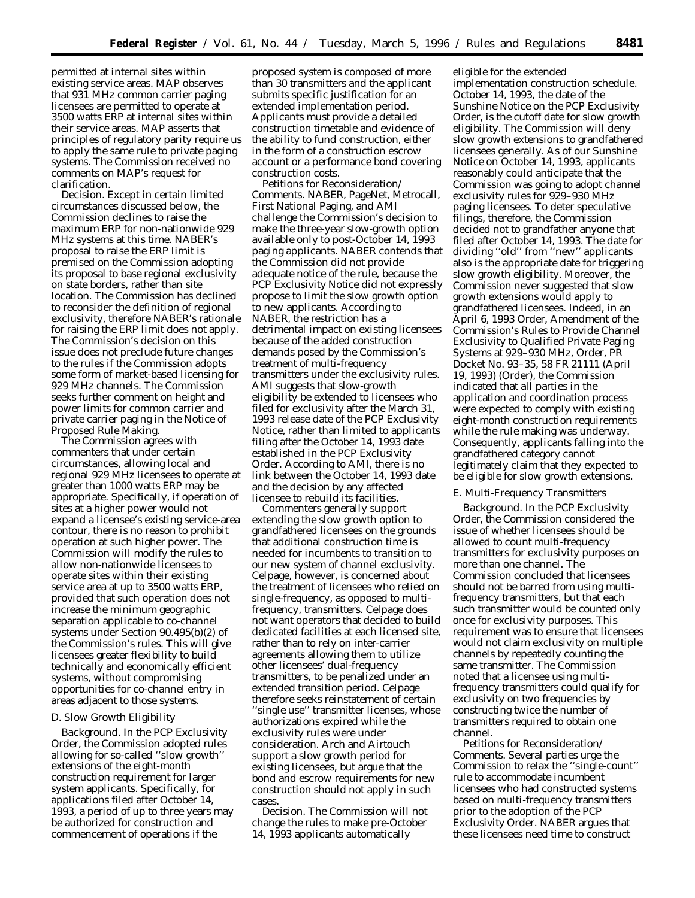permitted at internal sites within existing service areas. MAP observes that 931 MHz common carrier paging licensees are permitted to operate at 3500 watts ERP at internal sites within their service areas. MAP asserts that principles of regulatory parity require us to apply the same rule to private paging systems. The Commission received no comments on MAP's request for clarification.

*Decision.* Except in certain limited circumstances discussed below, the Commission declines to raise the maximum ERP for non-nationwide 929 MHz systems at this time. NABER's proposal to raise the ERP limit is premised on the Commission adopting its proposal to base regional exclusivity on state borders, rather than site location. The Commission has declined to reconsider the definition of regional exclusivity, therefore NABER's rationale for raising the ERP limit does not apply. The Commission's decision on this issue does not preclude future changes to the rules if the Commission adopts some form of market-based licensing for 929 MHz channels. The Commission seeks further comment on height and power limits for common carrier and private carrier paging in the Notice of Proposed Rule Making.

The Commission agrees with commenters that under certain circumstances, allowing local and regional 929 MHz licensees to operate at greater than 1000 watts ERP may be appropriate. Specifically, if operation of sites at a higher power would not expand a licensee's existing service-area contour, there is no reason to prohibit operation at such higher power. The Commission will modify the rules to allow non-nationwide licensees to operate sites within their existing service area at up to 3500 watts ERP, provided that such operation does not increase the minimum geographic separation applicable to co-channel systems under Section 90.495(b)(2) of the Commission's rules. This will give licensees greater flexibility to build technically and economically efficient systems, without compromising opportunities for co-channel entry in areas adjacent to those systems.

### D. Slow Growth Eligibility

*Background.* In the PCP Exclusivity Order, the Commission adopted rules allowing for so-called ''slow growth'' extensions of the eight-month construction requirement for larger system applicants. Specifically, for applications filed after October 14, 1993, a period of up to three years may be authorized for construction and commencement of operations if the proposed system is composed of more than 30 transmitters and the applicant submits specific justification for an extended implementation period. Applicants must provide a detailed construction timetable and evidence of the ability to fund construction, either in the form of a construction escrow account or a performance bond covering construction costs.

*Petitions for Reconsideration/Comments.* NABER, PageNet, Metrocall, First National Paging, and AMI challenge the Commission's decision to make the three-year slow-growth option available only to post-October 14, 1993 paging applicants. NABER contends that the Commission did not provide adequate notice of the rule, because the PCP Exclusivity Notice did not expressly propose to limit the slow growth option to new applicants. According to NABER, the restriction has a detrimental impact on existing licensees because of the added construction demands posed by the Commission's treatment of multi-frequency transmitters under the exclusivity rules. AMI suggests that slow-growth eligibility be extended to licensees who filed for exclusivity after the March 31, 1993 release date of the PCP Exclusivity Notice, rather than limited to applicants filing after the October 14, 1993 date established in the PCP Exclusivity Order. According to AMI, there is no link between the October 14, 1993 date and the decision by any affected licensee to rebuild its facilities.

Commenters generally support extending the slow growth option to grandfathered licensees on the grounds that additional construction time is needed for incumbents to transition to our new system of channel exclusivity. Celpage, however, is concerned about the treatment of licensees who relied on single-frequency, as opposed to multi-frequency, transmitters. Celpage does not want operators that decided to build dedicated facilities at each licensed site, rather than to rely on inter-carrier agreements allowing them to utilize other licensees' dual-frequency transmitters, to be penalized under an extended transition period. Celpage therefore seeks reinstatement of certain ''single use'' transmitter licenses, whose authorizations expired while the exclusivity rules were under consideration. Arch and Airtouch support a slow growth period for existing licensees, but argue that the bond and escrow requirements for new construction should not apply in such cases.

*Decision.* The Commission will not change the rules to make pre-October 14, 1993 applicants automatically eligible for the extended implementation construction schedule. October 14, 1993, the date of the Sunshine Notice on the PCP Exclusivity Order, is the cutoff date for slow growth eligibility. The Commission will deny slow growth extensions to grandfathered licensees generally. As of our Sunshine Notice on October 14, 1993, applicants reasonably could anticipate that the Commission was going to adopt channel exclusivity rules for 929–930 MHz paging licensees. To deter speculative filings, therefore, the Commission decided not to grandfather anyone that filed after October 14, 1993. The date for dividing ''old'' from ''new'' applicants also is the appropriate date for triggering slow growth eligibility. Moreover, the Commission never suggested that slow growth extensions would apply to grandfathered licensees. Indeed, in an April 6, 1993 Order, Amendment of the Commission's Rules to Provide Channel Exclusivity to Qualified Private Paging Systems at 929–930 MHz, Order, PR Docket No. 93–35, 58 FR 21111 (April 19, 1993) (Order), the Commission indicated that all parties in the application and coordination process were expected to comply with existing eight-month construction requirements while the rule making was underway. Consequently, applicants falling into the grandfathered category cannot legitimately claim that they expected to be eligible for slow growth extensions.

### E. Multi-Frequency Transmitters

*Background.* In the PCP Exclusivity Order, the Commission considered the issue of whether licensees should be allowed to count multi-frequency transmitters for exclusivity purposes on more than one channel. The Commission concluded that licensees should not be barred from using multi-frequency transmitters, but that each such transmitter would be counted only once for exclusivity purposes. This requirement was to ensure that licensees would not claim exclusivity on multiple channels by repeatedly counting the same transmitter. The Commission noted that a licensee using multi-frequency transmitters could qualify for exclusivity on two frequencies by constructing twice the number of transmitters required to obtain one channel.

*Petitions for Reconsideration/Comments.* Several parties urge the Commission to relax the ''single-count'' rule to accommodate incumbent licensees who had constructed systems based on multi-frequency transmitters prior to the adoption of the PCP Exclusivity Order. NABER argues that these licensees need time to construct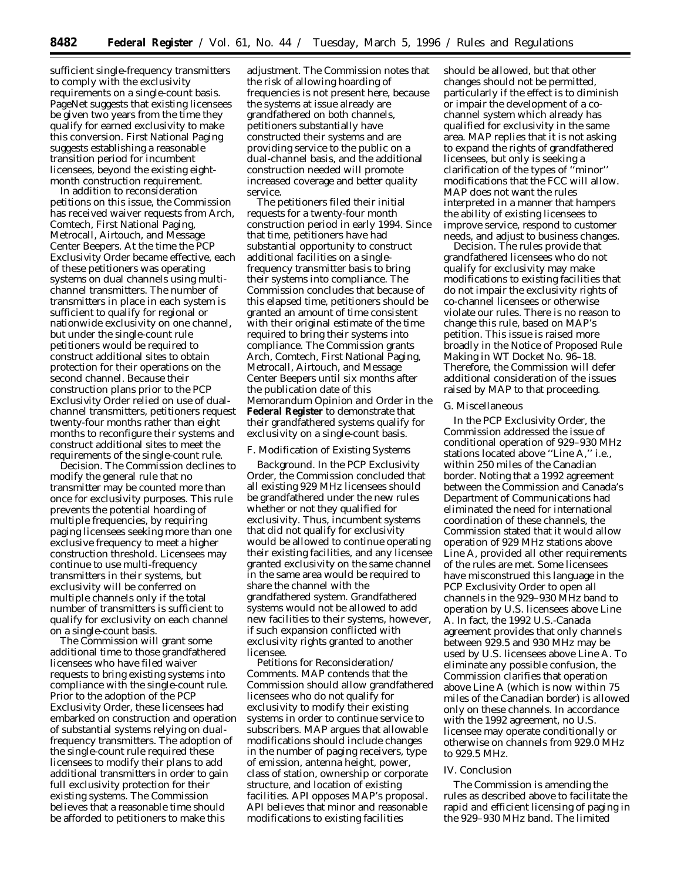sufficient single-frequency transmitters to comply with the exclusivity requirements on a single-count basis. PageNet suggests that existing licensees be given two years from the time they qualify for earned exclusivity to make this conversion. First National Paging suggests establishing a reasonable transition period for incumbent licensees, beyond the existing eight-month construction requirement.

In addition to reconsideration petitions on this issue, the Commission has received waiver requests from Arch, Comtech, First National Paging, Metrocall, Airtouch, and Message Center Beepers. At the time the PCP Exclusivity Order became effective, each of these petitioners was operating systems on dual channels using multi-channel transmitters. The number of transmitters in place in each system is sufficient to qualify for regional or nationwide exclusivity on one channel, but under the single-count rule petitioners would be required to construct additional sites to obtain protection for their operations on the second channel. Because their construction plans prior to the PCP Exclusivity Order relied on use of dual-channel transmitters, petitioners request twenty-four months rather than eight months to reconfigure their systems and construct additional sites to meet the requirements of the single-count rule.

*Decision.* The Commission declines to modify the general rule that no transmitter may be counted more than once for exclusivity purposes. This rule prevents the potential hoarding of multiple frequencies, by requiring paging licensees seeking more than one exclusive frequency to meet a higher construction threshold. Licensees may continue to use multi-frequency transmitters in their systems, but exclusivity will be conferred on multiple channels only if the total number of transmitters is sufficient to qualify for exclusivity on each channel on a single-count basis.

The Commission will grant some additional time to those grandfathered licensees who have filed waiver requests to bring existing systems into compliance with the single-count rule. Prior to the adoption of the PCP Exclusivity Order, these licensees had embarked on construction and operation of substantial systems relying on dual-frequency transmitters. The adoption of the single-count rule required these licensees to modify their plans to add additional transmitters in order to gain full exclusivity protection for their existing systems. The Commission believes that a reasonable time should be afforded to petitioners to make this adjustment. The Commission notes that the risk of allowing hoarding of frequencies is not present here, because the systems at issue already are grandfathered on both channels, petitioners substantially have constructed their systems and are providing service to the public on a dual-channel basis, and the additional construction needed will promote increased coverage and better quality service.

The petitioners filed their initial requests for a twenty-four month construction period in early 1994. Since that time, petitioners have had substantial opportunity to construct additional facilities on a single-frequency transmitter basis to bring their systems into compliance. The Commission concludes that because of this elapsed time, petitioners should be granted an amount of time consistent with their original estimate of the time required to bring their systems into compliance. The Commission grants Arch, Comtech, First National Paging, Metrocall, Airtouch, and Message Center Beepers until six months after the publication date of this Memorandum Opinion and Order in the **Federal Register** to demonstrate that their grandfathered systems qualify for exclusivity on a single-count basis.

### F. Modification of Existing Systems

*Background.* In the PCP Exclusivity Order, the Commission concluded that all existing 929 MHz licensees should be grandfathered under the new rules whether or not they qualified for exclusivity. Thus, incumbent systems that did not qualify for exclusivity would be allowed to continue operating their existing facilities, and any licensee granted exclusivity on the same channel in the same area would be required to share the channel with the grandfathered system. Grandfathered systems would not be allowed to add new facilities to their systems, however, if such expansion conflicted with exclusivity rights granted to another licensee.

*Petitions for Reconsideration/Comments.* MAP contends that the Commission should allow grandfathered licensees who do not qualify for exclusivity to modify their existing systems in order to continue service to subscribers. MAP argues that allowable modifications should include changes in the number of paging receivers, type of emission, antenna height, power, class of station, ownership or corporate structure, and location of existing facilities. API opposes MAP's proposal. API believes that minor and reasonable modifications to existing facilities should be allowed, but that other changes should not be permitted, particularly if the effect is to diminish or impair the development of a co-channel system which already has qualified for exclusivity in the same area. MAP replies that it is not asking to expand the rights of grandfathered licensees, but only is seeking a clarification of the types of ''minor'' modifications that the FCC will allow. MAP does not want the rules interpreted in a manner that hampers the ability of existing licensees to improve service, respond to customer needs, and adjust to business changes.

*Decision.* The rules provide that grandfathered licensees who do not qualify for exclusivity may make modifications to existing facilities that do not impair the exclusivity rights of co-channel licensees or otherwise violate our rules. There is no reason to change this rule, based on MAP's petition. This issue is raised more broadly in the Notice of Proposed Rule Making in WT Docket No. 96–18. Therefore, the Commission will defer additional consideration of the issues raised by MAP to that proceeding.

### G. Miscellaneous

In the PCP Exclusivity Order, the Commission addressed the issue of conditional operation of 929–930 MHz stations located above ''Line A,'' i.e., within 250 miles of the Canadian border. Noting that a 1992 agreement between the Commission and Canada's Department of Communications had eliminated the need for international coordination of these channels, the Commission stated that it would allow operation of 929 MHz stations above Line A, provided all other requirements of the rules are met. Some licensees have misconstrued this language in the PCP Exclusivity Order to open all channels in the 929–930 MHz band to operation by U.S. licensees above Line A. In fact, the 1992 U.S.-Canada agreement provides that only channels between 929.5 and 930 MHz may be used by U.S. licensees above Line A. To eliminate any possible confusion, the Commission clarifies that operation above Line A (which is now within 75 miles of the Canadian border) is allowed only on these channels. In accordance with the 1992 agreement, no U.S. licensee may operate conditionally or otherwise on channels from 929.0 MHz to 929.5 MHz.

## IV. Conclusion

The Commission is amending the rules as described above to facilitate the rapid and efficient licensing of paging in the 929–930 MHz band. The limited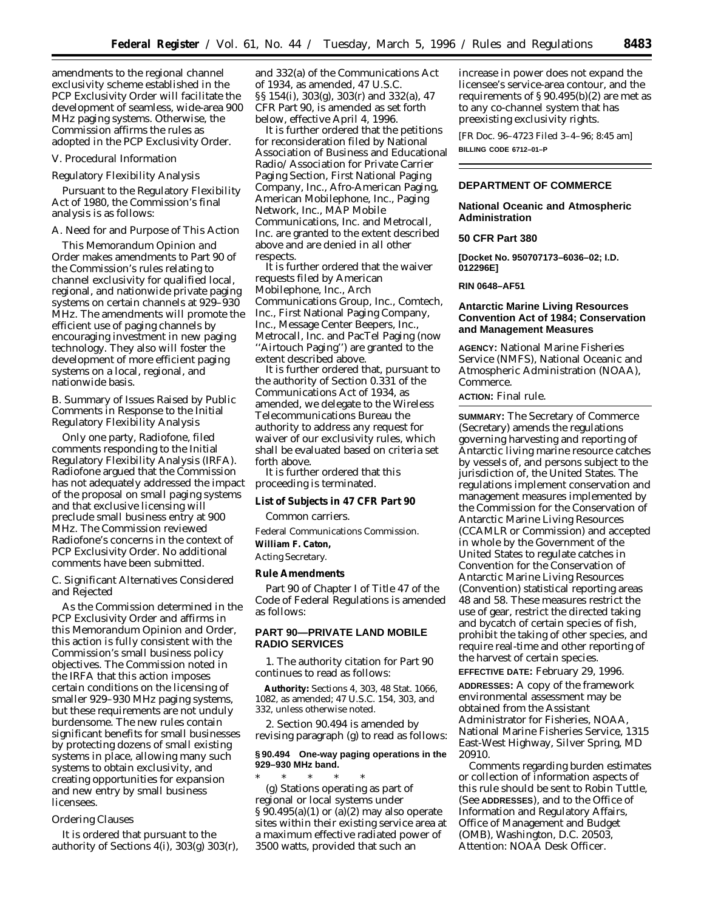amendments to the regional channel exclusivity scheme established in the PCP Exclusivity Order will facilitate the development of seamless, wide-area 900 MHz paging systems. Otherwise, the Commission affirms the rules as adopted in the PCP Exclusivity Order.

V. Procedural Information

Regulatory Flexibility Analysis

Pursuant to the Regulatory Flexibility Act of 1980, the Commission's final analysis is as follows:

A. Need for and Purpose of This Action

This Memorandum Opinion and Order makes amendments to Part 90 of the Commission's rules relating to channel exclusivity for qualified local, regional, and nationwide private paging systems on certain channels at 929–930 MHz. The amendments will promote the efficient use of paging channels by encouraging investment in new paging technology. They also will foster the development of more efficient paging systems on a local, regional, and nationwide basis.

B. Summary of Issues Raised by Public Comments in Response to the Initial Regulatory Flexibility Analysis

Only one party, Radiofone, filed comments responding to the Initial Regulatory Flexibility Analysis (IRFA). Radiofone argued that the Commission has not adequately addressed the impact of the proposal on small paging systems and that exclusive licensing will preclude small business entry at 900 MHz. The Commission reviewed Radiofone's concerns in the context of PCP Exclusivity Order. No additional comments have been submitted.

C. Significant Alternatives Considered and Rejected

As the Commission determined in the PCP Exclusivity Order and affirms in this Memorandum Opinion and Order, this action is fully consistent with the Commission's small business policy objectives. The Commission noted in the IRFA that this action imposes certain conditions on the licensing of smaller 929–930 MHz paging systems, but these requirements are not unduly burdensome. The new rules contain significant benefits for small businesses by protecting dozens of small existing systems in place, allowing many such systems to obtain exclusivity, and creating opportunities for expansion and new entry by small business licensees.

Ordering Clauses

It is ordered that pursuant to the authority of Sections 4(i), 303(g) 303(r), and 332(a) of the Communications Act of 1934, as amended, 47 U.S.C. §§ 154(i), 303(g), 303(r) and 332(a), 47 CFR Part 90, is amended as set forth below, effective April 4, 1996.

It is further ordered that the petitions for reconsideration filed by National Association of Business and Educational Radio/Association for Private Carrier Paging Section, First National Paging Company, Inc., Afro-American Paging, American Mobilephone, Inc., Paging Network, Inc., MAP Mobile Communications, Inc. and Metrocall, Inc. are granted to the extent described above and are denied in all other respects.

It is further ordered that the waiver requests filed by American Mobilephone, Inc., Arch Communications Group, Inc., Comtech, Inc., First National Paging Company, Inc., Message Center Beepers, Inc., Metrocall, Inc. and PacTel Paging (now "Airtouch Paging") are granted to the extent described above.

It is further ordered that, pursuant to the authority of Section 0.331 of the Communications Act of 1934, as amended, we delegate to the Wireless Telecommunications Bureau the authority to address any request for waiver of our exclusivity rules, which shall be evaluated based on criteria set forth above.

It is further ordered that this proceeding is terminated.

**List of Subjects in 47 CFR Part 90**

Common carriers.

Federal Communications Commission.

**William F. Caton,**

*Acting Secretary.*

**Rule Amendments**

Part 90 of Chapter I of Title 47 of the Code of Federal Regulations is amended as follows:

**PART 90—PRIVATE LAND MOBILE RADIO SERVICES**

1. The authority citation for Part 90 continues to read as follows:

**Authority:** Sections 4, 303, 48 Stat. 1066, 1082, as amended; 47 U.S.C. 154, 303, and 332, unless otherwise noted.

2. Section 90.494 is amended by revising paragraph (g) to read as follows:

**§ 90.494 One-way paging operations in the 929–930 MHz band.**

\* \* \* \* \*

(g) Stations operating as part of regional or local systems under § 90.495(a)(1) or (a)(2) may also operate sites within their existing service area at a maximum effective radiated power of 3500 watts, provided that such an increase in power does not expand the licensee's service-area contour, and the requirements of § 90.495(b)(2) are met as to any co-channel system that has preexisting exclusivity rights.

[FR Doc. 96–4723 Filed 3–4–96; 8:45 am]

**BILLING CODE 6712–01–P**

**DEPARTMENT OF COMMERCE**

**National Oceanic and Atmospheric Administration**

**50 CFR Part 380**

**[Docket No. 950707173–6036–02; I.D. 012296E]**

**RIN 0648–AF51**

**Antarctic Marine Living Resources Convention Act of 1984; Conservation and Management Measures**

**AGENCY:** National Marine Fisheries Service (NMFS), National Oceanic and Atmospheric Administration (NOAA), Commerce.

**ACTION:** Final rule.

**SUMMARY:** The Secretary of Commerce (Secretary) amends the regulations governing harvesting and reporting of Antarctic living marine resource catches by vessels of, and persons subject to the jurisdiction of, the United States. The regulations implement conservation and management measures implemented by the Commission for the Conservation of Antarctic Marine Living Resources (CCAMLR or Commission) and accepted in whole by the Government of the United States to regulate catches in Convention for the Conservation of Antarctic Marine Living Resources (Convention) statistical reporting areas 48 and 58. These measures restrict the use of gear, restrict the directed taking and bycatch of certain species of fish, prohibit the taking of other species, and require real-time and other reporting of the harvest of certain species.

**EFFECTIVE DATE:** February 29, 1996.

**ADDRESSES:** A copy of the framework environmental assessment may be obtained from the Assistant Administrator for Fisheries, NOAA, National Marine Fisheries Service, 1315 East-West Highway, Silver Spring, MD 20910.

Comments regarding burden estimates or collection of information aspects of this rule should be sent to Robin Tuttle, (See **ADDRESSES**), and to the Office of Information and Regulatory Affairs, Office of Management and Budget (OMB), Washington, D.C. 20503, Attention: NOAA Desk Officer.